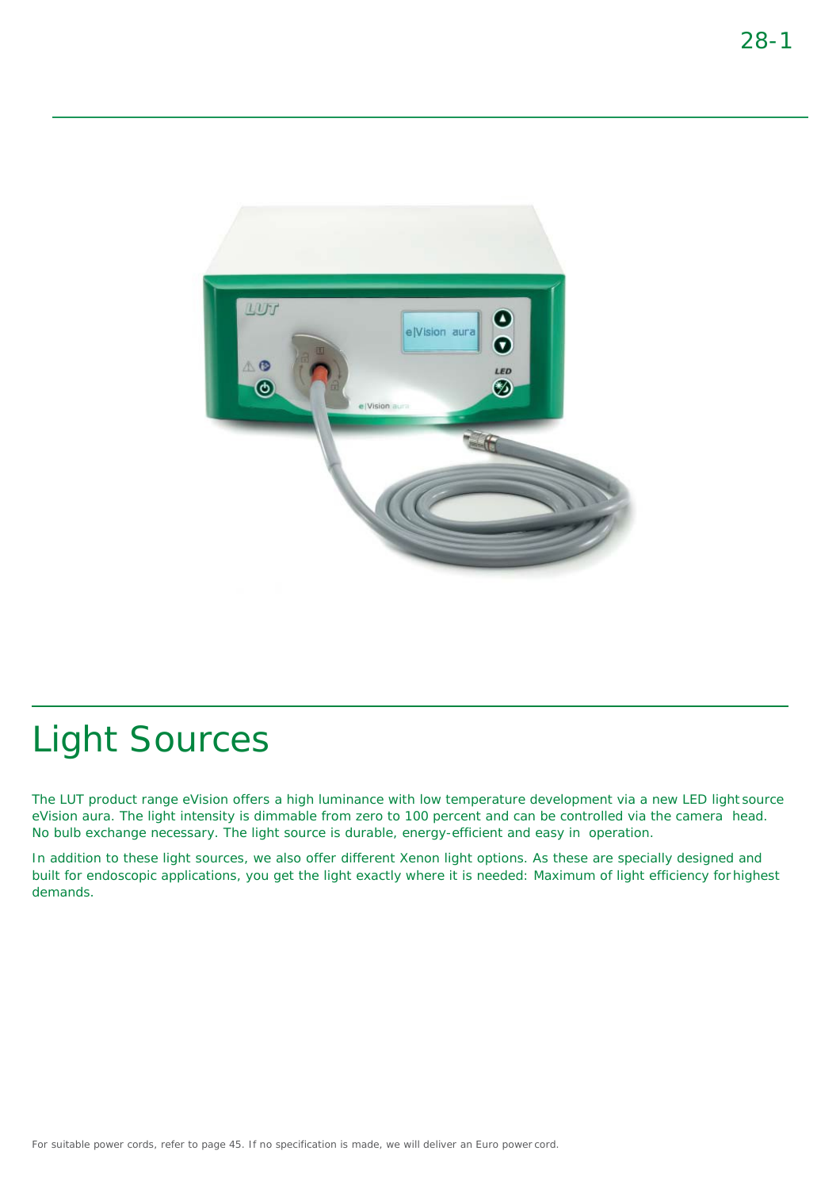# Light Sources

The LUT product range eVision offers a high luminance with low temperature development via a new LED light source eVision aura. The light intensity is dimmable from zero to 100 percent and can be controlled via the camera head. No bulb exchange necessary. The light source is durable, energy-efficient and easy in operation.

In addition to these light sources, we also offer different Xenon light options. As these are specially designed and built for endoscopic applications, you get the light exactly where it is needed: Maximum of light efficiency for highest demands.

For suitable power cords, refer to page 45. If no specification is made, we will deliver an Euro power cord.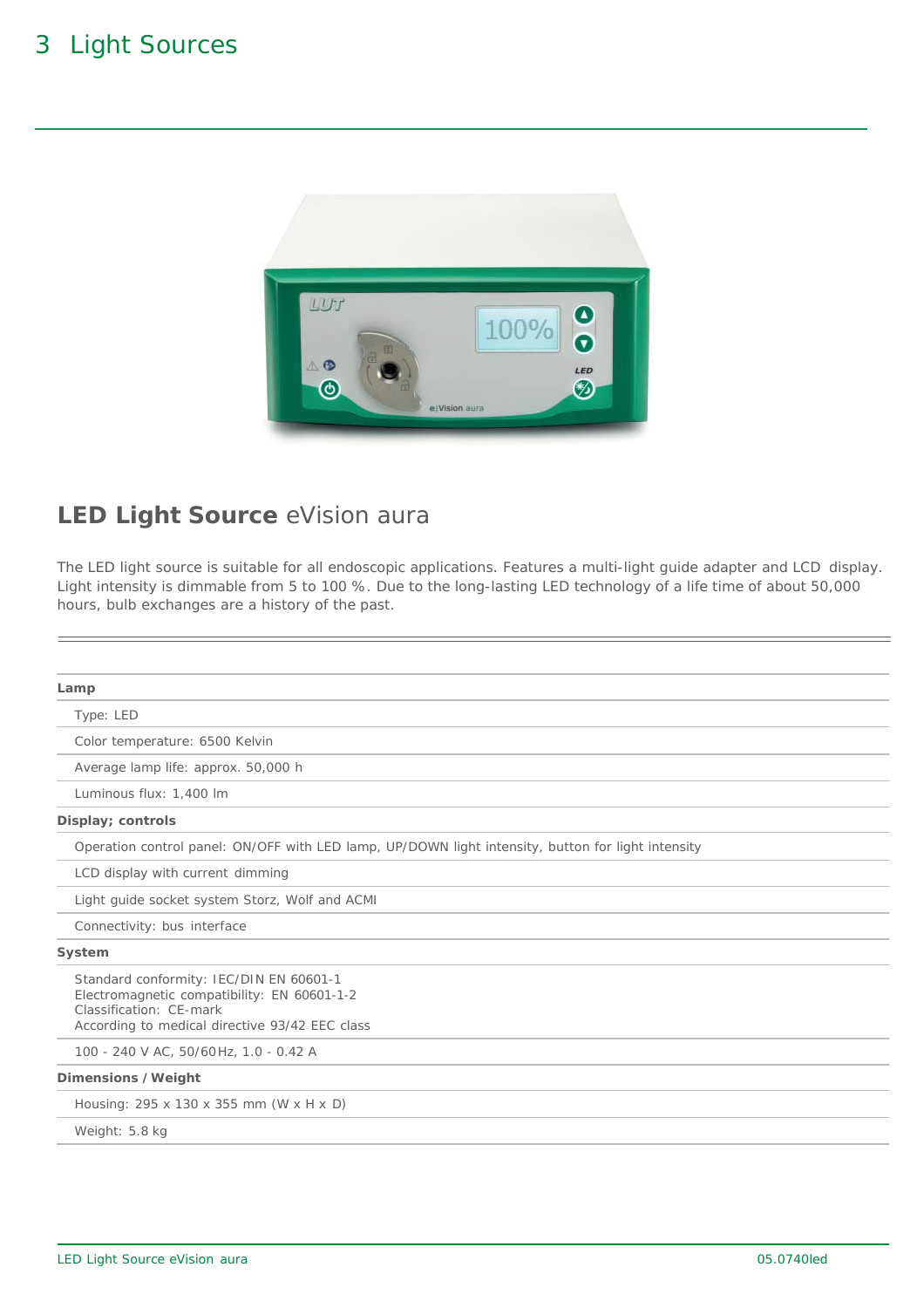# 3 Light Sources

## **LED Light Source** eVision aura

The LED light source is suitable for all endoscopic applications. Features a multi-light guide adapter and LCD display. Light intensity is dimmable from 5 to 100 %. Due to the long-lasting LED technology of a life time of about 50,000 hours, bulb exchanges are a history of the past.

| **Lamp** |
|---|
| Type: LED |
| Color temperature: 6500 Kelvin |
| Average lamp life: approx. 50,000 h |
| Luminous flux: 1,400 lm |
| **Display; controls** |
| Operation control panel: ON/OFF with LED lamp, UP/DOWN light intensity, button for light intensity |
| LCD display with current dimming |
| Light guide socket system Storz, Wolf and ACMI |
| Connectivity: bus interface |
| **System** |
| Standard conformity: IEC/DIN EN 60601-1<br>Electromagnetic compatibility: EN 60601-1-2<br>Classification: CE-mark<br>According to medical directive 93/42 EEC class |
| 100 - 240 V AC, 50/60Hz, 1.0 - 0.42 A |
| **Dimensions / Weight** |
| Housing: 295 x 130 x 355 mm (W x H x D) |
| Weight: 5.8 kg |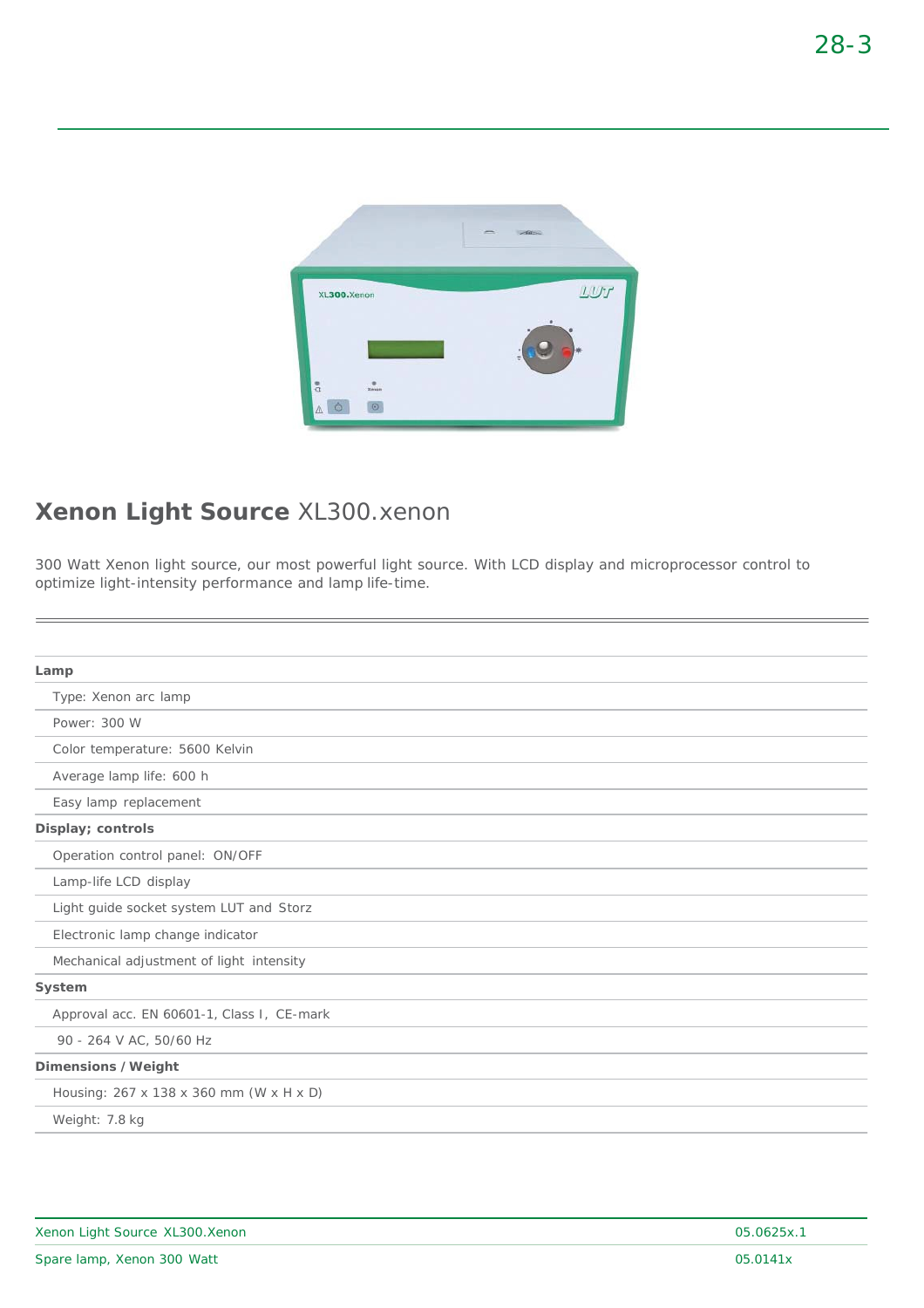## **Xenon Light Source** XL300.xenon

300 Watt Xenon light source, our most powerful light source. With LCD display and microprocessor control to optimize light-intensity performance and lamp life-time.

**Lamp**

- Type: Xenon arc lamp
- Power: 300 W
- Color temperature: 5600 Kelvin
- Average lamp life: 600 h
- Easy lamp replacement

**Display; controls**

- Operation control panel: ON/OFF
- Lamp-life LCD display
- Light guide socket system LUT and Storz
- Electronic lamp change indicator
- Mechanical adjustment of light intensity

**System**

- Approval acc. EN 60601-1, Class I, CE-mark
- 90 - 264 V AC, 50/60 Hz

**Dimensions / Weight**

- Housing: 267 x 138 x 360 mm (W x H x D)
- Weight: 7.8 kg

| | |
|---|---|
| Xenon Light Source XL300.Xenon | 05.0625x.1 |
| Spare lamp, Xenon 300 Watt | 05.0141x |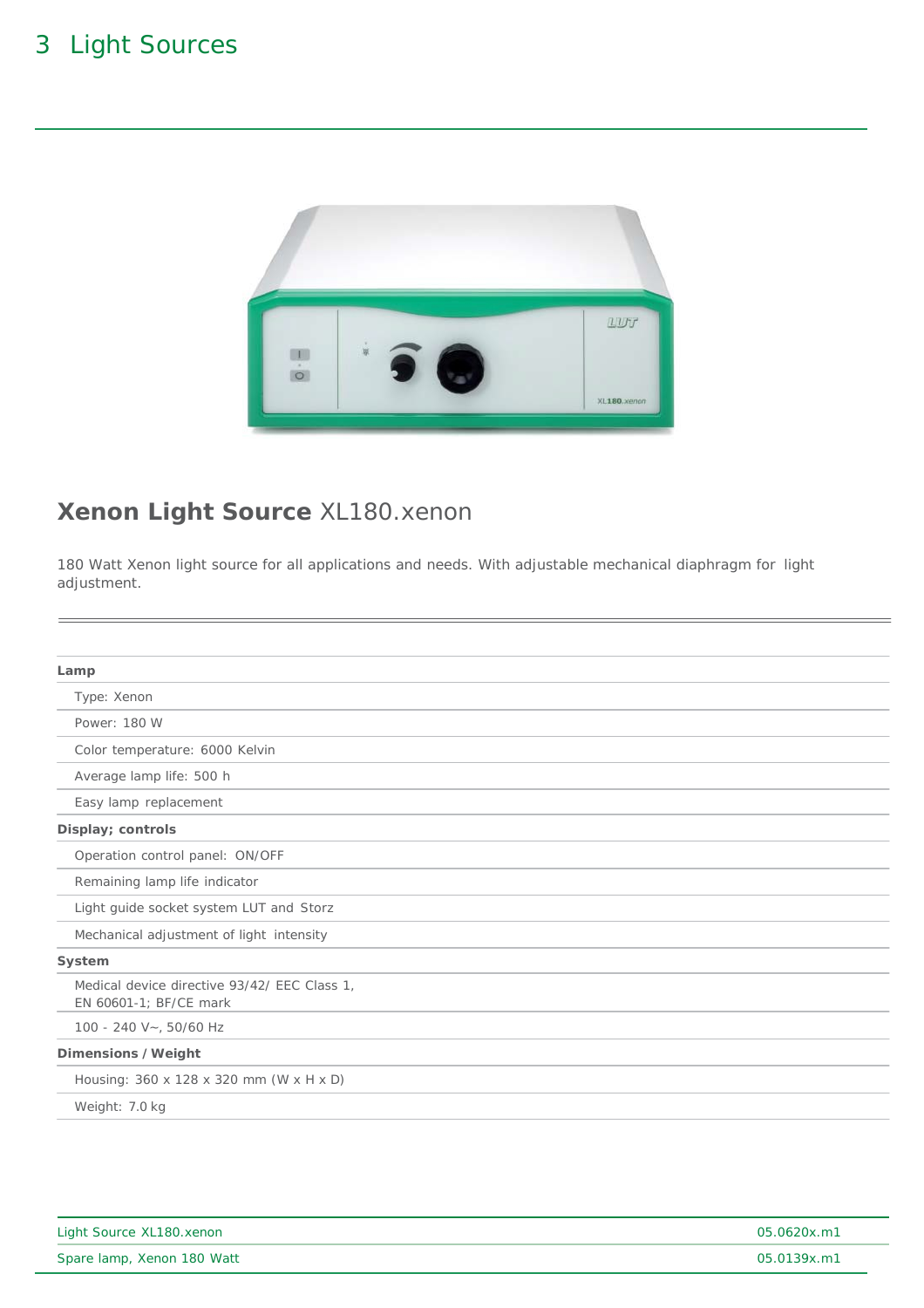# 3 Light Sources

## **Xenon Light Source** XL180.xenon

180 Watt Xenon light source for all applications and needs. With adjustable mechanical diaphragm for light adjustment.

**Lamp**

- Type: Xenon
- Power: 180 W
- Color temperature: 6000 Kelvin
- Average lamp life: 500 h
- Easy lamp replacement

**Display; controls**

- Operation control panel: ON/OFF
- Remaining lamp life indicator
- Light guide socket system LUT and Storz
- Mechanical adjustment of light intensity

**System**

- Medical device directive 93/42/ EEC Class 1, EN 60601-1; BF/CE mark
- 100 - 240 V~, 50/60 Hz

**Dimensions / Weight**

- Housing: 360 x 128 x 320 mm (W x H x D)
- Weight: 7.0 kg

| Item | Order No. |
|---|---|
| Light Source XL180.xenon | 05.0620x.m1 |
| Spare lamp, Xenon 180 Watt | 05.0139x.m1 |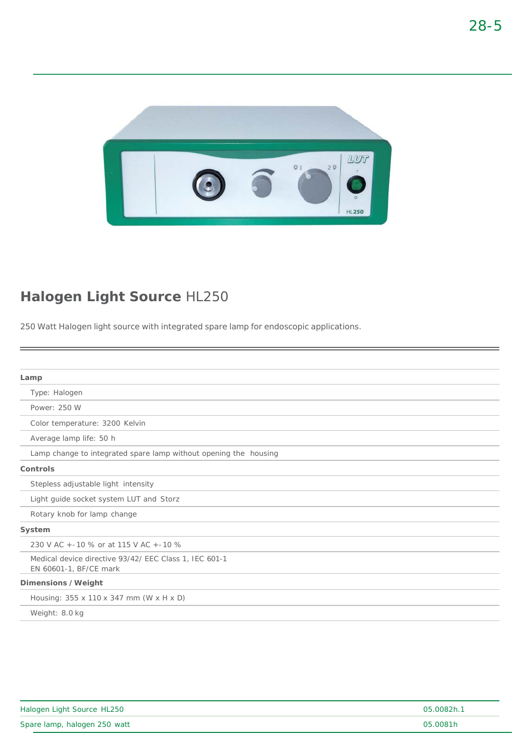## **Halogen Light Source** HL250

250 Watt Halogen light source with integrated spare lamp for endoscopic applications.

| | |
|---|---|
| **Lamp** | |
| Type: Halogen | |
| Power: 250 W | |
| Color temperature: 3200 Kelvin | |
| Average lamp life: 50 h | |
| Lamp change to integrated spare lamp without opening the housing | |
| **Controls** | |
| Stepless adjustable light intensity | |
| Light guide socket system LUT and Storz | |
| Rotary knob for lamp change | |
| **System** | |
| 230 V AC +-10 % or at 115 V AC +-10 % | |
| Medical device directive 93/42/ EEC Class 1, IEC 601-1 EN 60601-1, BF/CE mark | |
| **Dimensions / Weight** | |
| Housing: 355 x 110 x 347 mm (W x H x D) | |
| Weight: 8.0 kg | |

| | |
|---|---|
| Halogen Light Source HL250 | 05.0082h.1 |
| Spare lamp, halogen 250 watt | 05.0081h |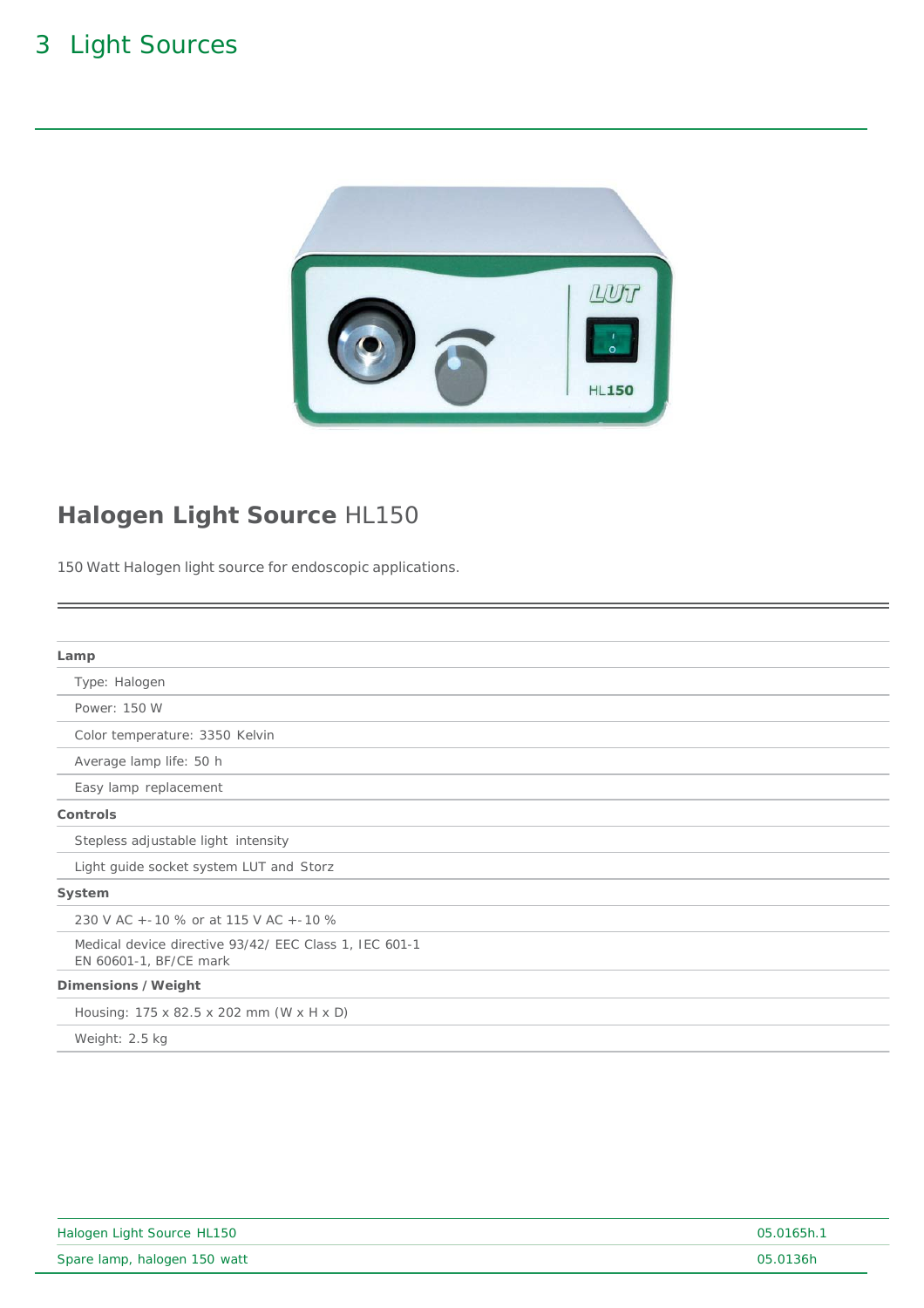# 3 Light Sources

## **Halogen Light Source** HL150

150 Watt Halogen light source for endoscopic applications.

| | |
|---|---|
| **Lamp** | |
| | Type: Halogen |
| | Power: 150 W |
| | Color temperature: 3350 Kelvin |
| | Average lamp life: 50 h |
| | Easy lamp replacement |
| **Controls** | |
| | Stepless adjustable light intensity |
| | Light guide socket system LUT and Storz |
| **System** | |
| | 230 V AC +- 10 % or at 115 V AC +- 10 % |
| | Medical device directive 93/42/ EEC Class 1, IEC 601-1 EN 60601-1, BF/CE mark |
| **Dimensions / Weight** | |
| | Housing: 175 x 82.5 x 202 mm (W x H x D) |
| | Weight: 2.5 kg |

| | |
|---|---|
| Halogen Light Source HL150 | 05.0165h.1 |
| Spare lamp, halogen 150 watt | 05.0136h |